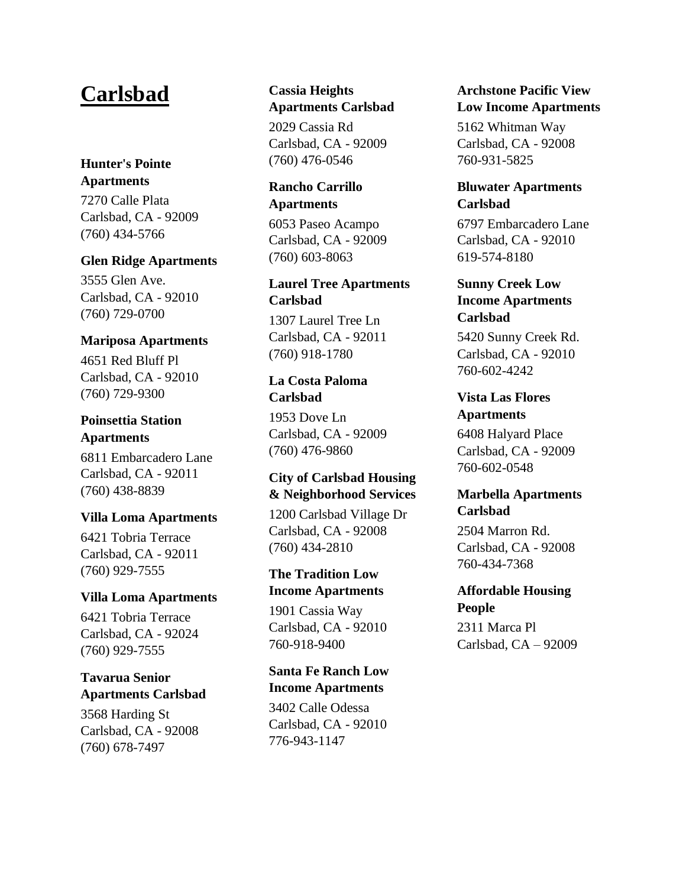# Carlsbad

**Hunter's Pointe Apartments**
7270 Calle Plata
Carlsbad, CA - 92009
(760) 434-5766

**Glen Ridge Apartments**
3555 Glen Ave.
Carlsbad, CA - 92010
(760) 729-0700

**Mariposa Apartments**
4651 Red Bluff Pl
Carlsbad, CA - 92010
(760) 729-9300

**Poinsettia Station Apartments**
6811 Embarcadero Lane
Carlsbad, CA - 92011
(760) 438-8839

**Villa Loma Apartments**
6421 Tobria Terrace
Carlsbad, CA - 92011
(760) 929-7555

**Villa Loma Apartments**
6421 Tobria Terrace
Carlsbad, CA - 92024
(760) 929-7555

**Tavarua Senior Apartments Carlsbad**
3568 Harding St
Carlsbad, CA - 92008
(760) 678-7497

**Cassia Heights Apartments Carlsbad**
2029 Cassia Rd
Carlsbad, CA - 92009
(760) 476-0546

**Rancho Carrillo Apartments**
6053 Paseo Acampo
Carlsbad, CA - 92009
(760) 603-8063

**Laurel Tree Apartments Carlsbad**
1307 Laurel Tree Ln
Carlsbad, CA - 92011
(760) 918-1780

**La Costa Paloma Carlsbad**
1953 Dove Ln
Carlsbad, CA - 92009
(760) 476-9860

**City of Carlsbad Housing & Neighborhood Services**
1200 Carlsbad Village Dr
Carlsbad, CA - 92008
(760) 434-2810

**The Tradition Low Income Apartments**
1901 Cassia Way
Carlsbad, CA - 92010
760-918-9400

**Santa Fe Ranch Low Income Apartments**
3402 Calle Odessa
Carlsbad, CA - 92010
776-943-1147

**Archstone Pacific View Low Income Apartments**
5162 Whitman Way
Carlsbad, CA - 92008
760-931-5825

**Bluwater Apartments Carlsbad**
6797 Embarcadero Lane
Carlsbad, CA - 92010
619-574-8180

**Sunny Creek Low Income Apartments Carlsbad**
5420 Sunny Creek Rd.
Carlsbad, CA - 92010
760-602-4242

**Vista Las Flores Apartments**
6408 Halyard Place
Carlsbad, CA - 92009
760-602-0548

**Marbella Apartments Carlsbad**
2504 Marron Rd.
Carlsbad, CA - 92008
760-434-7368

**Affordable Housing People**
2311 Marca Pl
Carlsbad, CA – 92009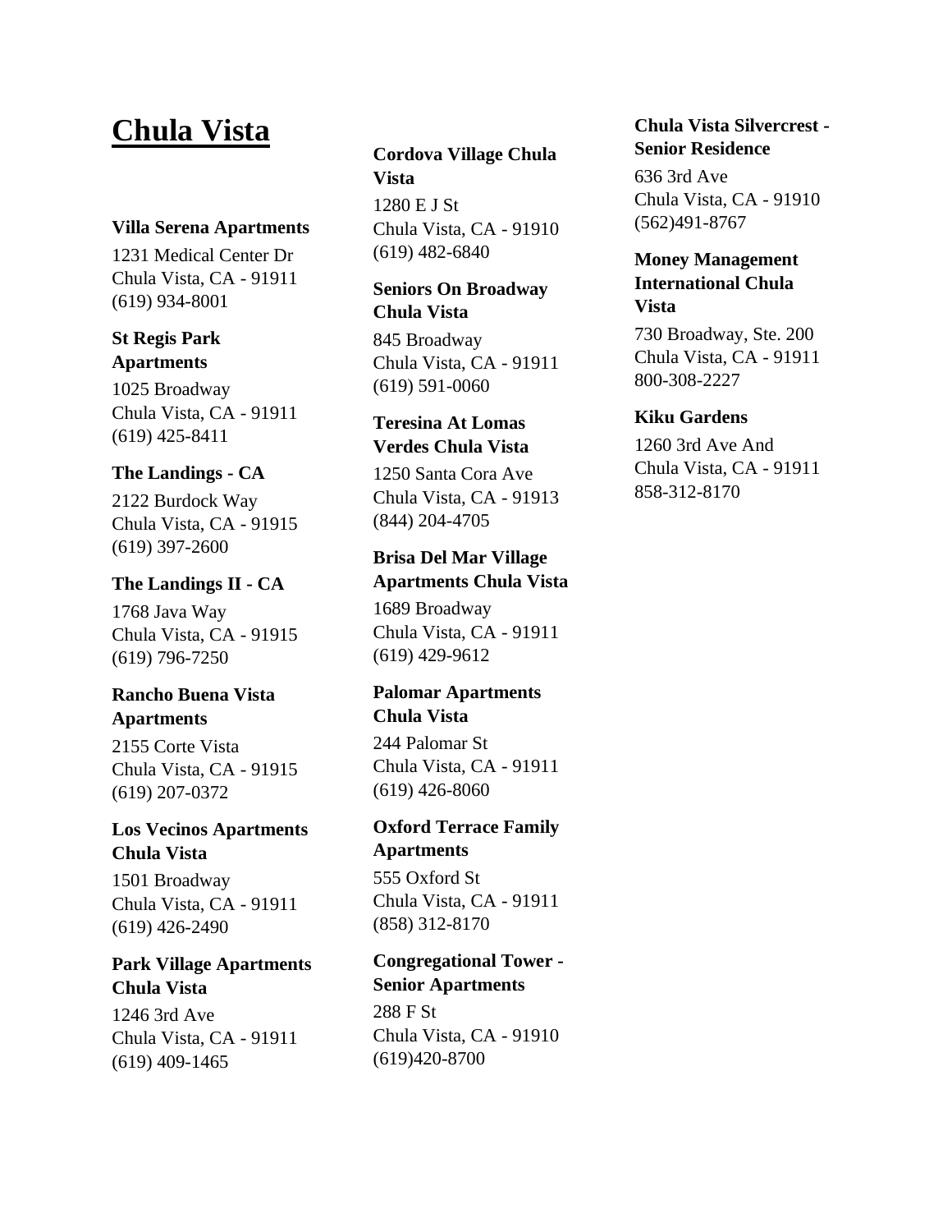# Chula Vista

**Villa Serena Apartments**
1231 Medical Center Dr
Chula Vista, CA - 91911
(619) 934-8001

**St Regis Park Apartments**
1025 Broadway
Chula Vista, CA - 91911
(619) 425-8411

**The Landings - CA**
2122 Burdock Way
Chula Vista, CA - 91915
(619) 397-2600

**The Landings II - CA**
1768 Java Way
Chula Vista, CA - 91915
(619) 796-7250

**Rancho Buena Vista Apartments**
2155 Corte Vista
Chula Vista, CA - 91915
(619) 207-0372

**Los Vecinos Apartments Chula Vista**
1501 Broadway
Chula Vista, CA - 91911
(619) 426-2490

**Park Village Apartments Chula Vista**
1246 3rd Ave
Chula Vista, CA - 91911
(619) 409-1465

**Cordova Village Chula Vista**
1280 E J St
Chula Vista, CA - 91910
(619) 482-6840

**Seniors On Broadway Chula Vista**
845 Broadway
Chula Vista, CA - 91911
(619) 591-0060

**Teresina At Lomas Verdes Chula Vista**
1250 Santa Cora Ave
Chula Vista, CA - 91913
(844) 204-4705

**Brisa Del Mar Village Apartments Chula Vista**
1689 Broadway
Chula Vista, CA - 91911
(619) 429-9612

**Palomar Apartments Chula Vista**
244 Palomar St
Chula Vista, CA - 91911
(619) 426-8060

**Oxford Terrace Family Apartments**
555 Oxford St
Chula Vista, CA - 91911
(858) 312-8170

**Congregational Tower - Senior Apartments**
288 F St
Chula Vista, CA - 91910
(619)420-8700

**Chula Vista Silvercrest - Senior Residence**
636 3rd Ave
Chula Vista, CA - 91910
(562)491-8767

**Money Management International Chula Vista**
730 Broadway, Ste. 200
Chula Vista, CA - 91911
800-308-2227

**Kiku Gardens**
1260 3rd Ave And
Chula Vista, CA - 91911
858-312-8170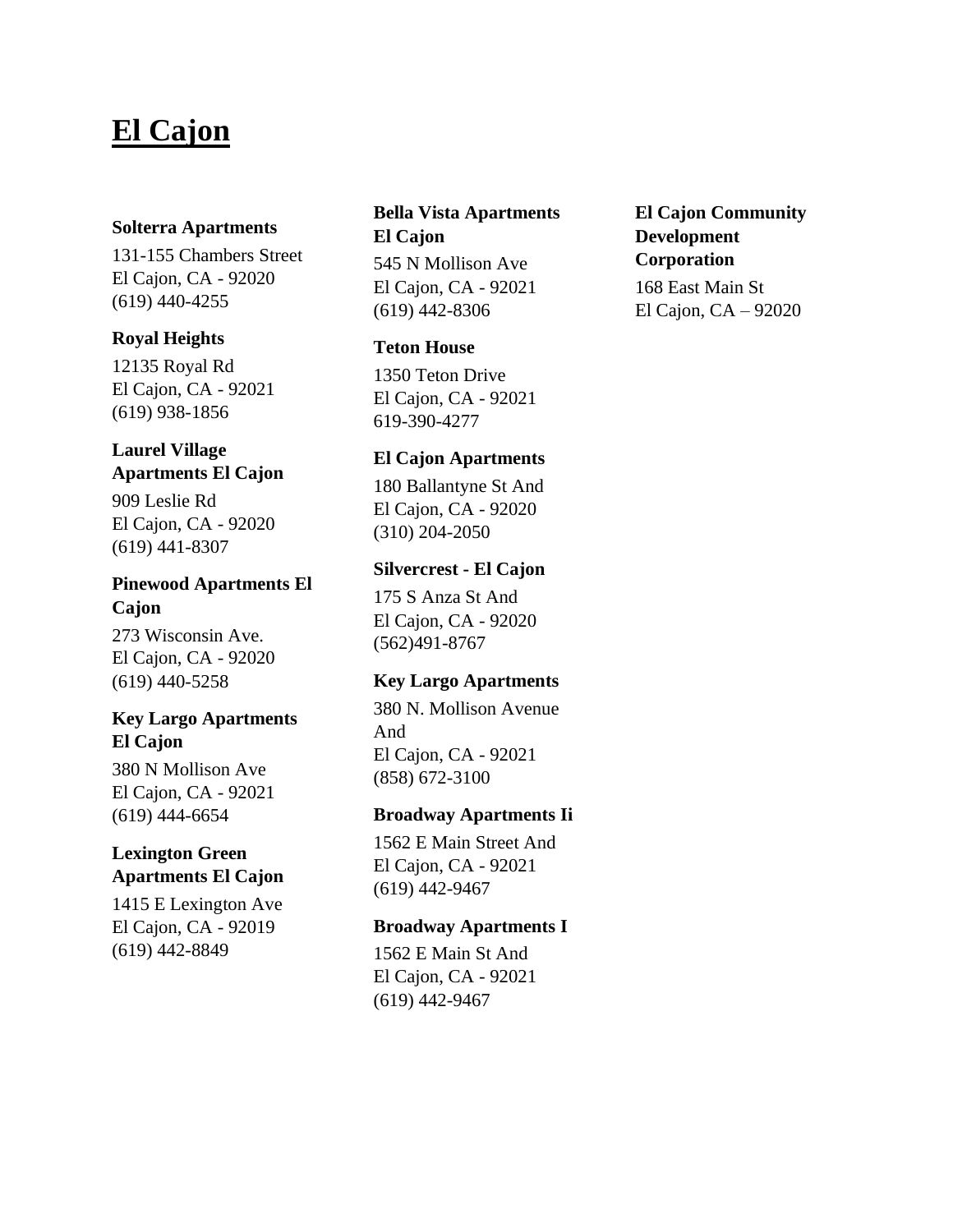# El Cajon

**Solterra Apartments**

131-155 Chambers Street
El Cajon, CA - 92020
(619) 440-4255

**Royal Heights**

12135 Royal Rd
El Cajon, CA - 92021
(619) 938-1856

**Laurel Village Apartments El Cajon**

909 Leslie Rd
El Cajon, CA - 92020
(619) 441-8307

**Pinewood Apartments El Cajon**

273 Wisconsin Ave.
El Cajon, CA - 92020
(619) 440-5258

**Key Largo Apartments El Cajon**

380 N Mollison Ave
El Cajon, CA - 92021
(619) 444-6654

**Lexington Green Apartments El Cajon**

1415 E Lexington Ave
El Cajon, CA - 92019
(619) 442-8849

**Bella Vista Apartments El Cajon**

545 N Mollison Ave
El Cajon, CA - 92021
(619) 442-8306

**Teton House**

1350 Teton Drive
El Cajon, CA - 92021
619-390-4277

**El Cajon Apartments**

180 Ballantyne St And
El Cajon, CA - 92020
(310) 204-2050

**Silvercrest - El Cajon**

175 S Anza St And
El Cajon, CA - 92020
(562)491-8767

**Key Largo Apartments**

380 N. Mollison Avenue And
El Cajon, CA - 92021
(858) 672-3100

**Broadway Apartments Ii**

1562 E Main Street And
El Cajon, CA - 92021
(619) 442-9467

**Broadway Apartments I**

1562 E Main St And
El Cajon, CA - 92021
(619) 442-9467

**El Cajon Community Development Corporation**

168 East Main St
El Cajon, CA – 92020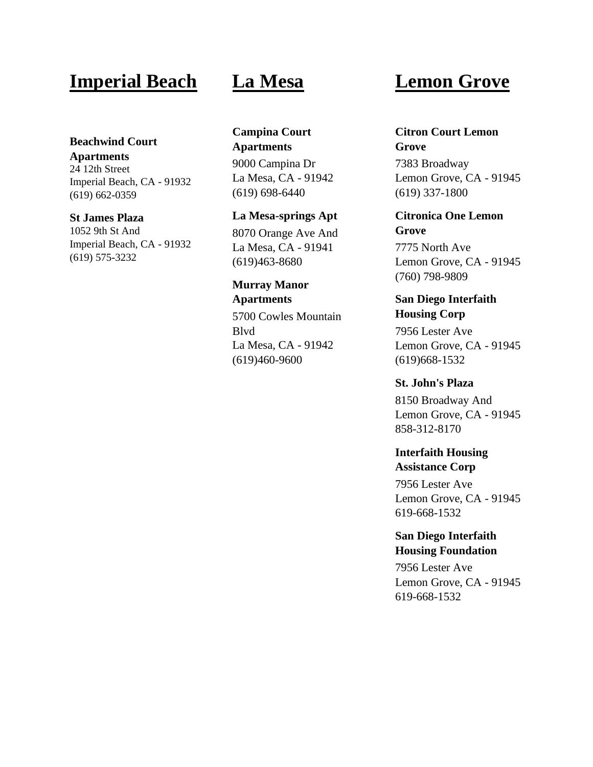# Imperial Beach

**Beachwind Court Apartments**
24 12th Street
Imperial Beach, CA - 91932
(619) 662-0359

**St James Plaza**
1052 9th St And
Imperial Beach, CA - 91932
(619) 575-3232

# La Mesa

**Campina Court Apartments**
9000 Campina Dr
La Mesa, CA - 91942
(619) 698-6440

**La Mesa-springs Apt**
8070 Orange Ave And
La Mesa, CA - 91941
(619)463-8680

**Murray Manor Apartments**
5700 Cowles Mountain Blvd
La Mesa, CA - 91942
(619)460-9600

# Lemon Grove

**Citron Court Lemon Grove**
7383 Broadway
Lemon Grove, CA - 91945
(619) 337-1800

**Citronica One Lemon Grove**
7775 North Ave
Lemon Grove, CA - 91945
(760) 798-9809

**San Diego Interfaith Housing Corp**
7956 Lester Ave
Lemon Grove, CA - 91945
(619)668-1532

**St. John's Plaza**
8150 Broadway And
Lemon Grove, CA - 91945
858-312-8170

**Interfaith Housing Assistance Corp**
7956 Lester Ave
Lemon Grove, CA - 91945
619-668-1532

**San Diego Interfaith Housing Foundation**
7956 Lester Ave
Lemon Grove, CA - 91945
619-668-1532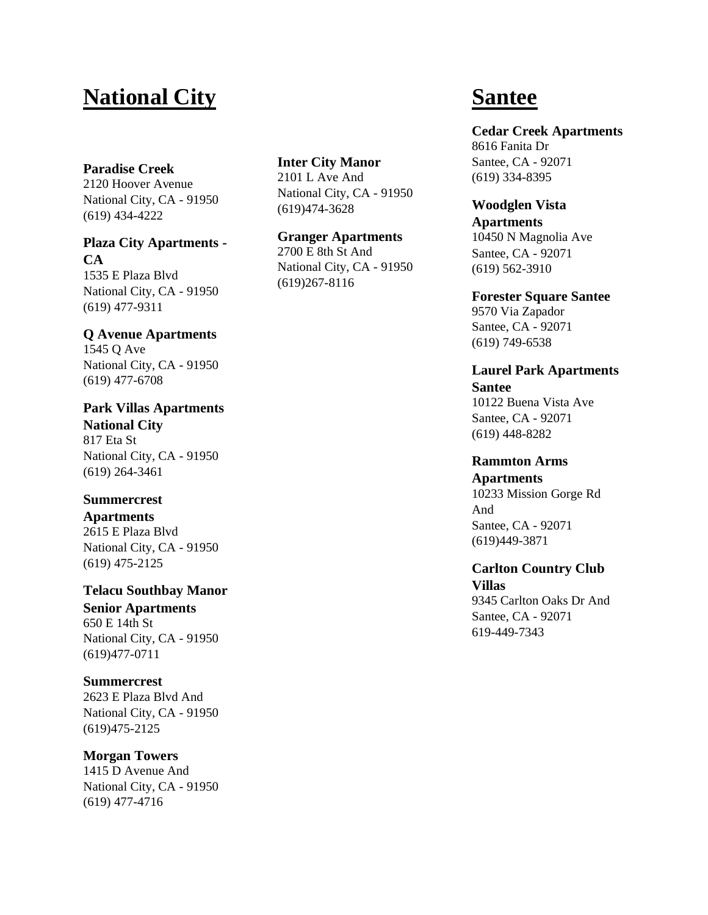# National City

**Paradise Creek**
2120 Hoover Avenue
National City, CA - 91950
(619) 434-4222

**Plaza City Apartments - CA**
1535 E Plaza Blvd
National City, CA - 91950
(619) 477-9311

**Q Avenue Apartments**
1545 Q Ave
National City, CA - 91950
(619) 477-6708

**Park Villas Apartments National City**
817 Eta St
National City, CA - 91950
(619) 264-3461

**Summercrest Apartments**
2615 E Plaza Blvd
National City, CA - 91950
(619) 475-2125

**Telacu Southbay Manor Senior Apartments**
650 E 14th St
National City, CA - 91950
(619)477-0711

**Summercrest**
2623 E Plaza Blvd And
National City, CA - 91950
(619)475-2125

**Morgan Towers**
1415 D Avenue And
National City, CA - 91950
(619) 477-4716

**Inter City Manor**
2101 L Ave And
National City, CA - 91950
(619)474-3628

**Granger Apartments**
2700 E 8th St And
National City, CA - 91950
(619)267-8116

# Santee

**Cedar Creek Apartments**
8616 Fanita Dr
Santee, CA - 92071
(619) 334-8395

**Woodglen Vista Apartments**
10450 N Magnolia Ave
Santee, CA - 92071
(619) 562-3910

**Forester Square Santee**
9570 Via Zapador
Santee, CA - 92071
(619) 749-6538

**Laurel Park Apartments Santee**
10122 Buena Vista Ave
Santee, CA - 92071
(619) 448-8282

**Rammton Arms Apartments**
10233 Mission Gorge Rd And
Santee, CA - 92071
(619)449-3871

**Carlton Country Club Villas**
9345 Carlton Oaks Dr And
Santee, CA - 92071
619-449-7343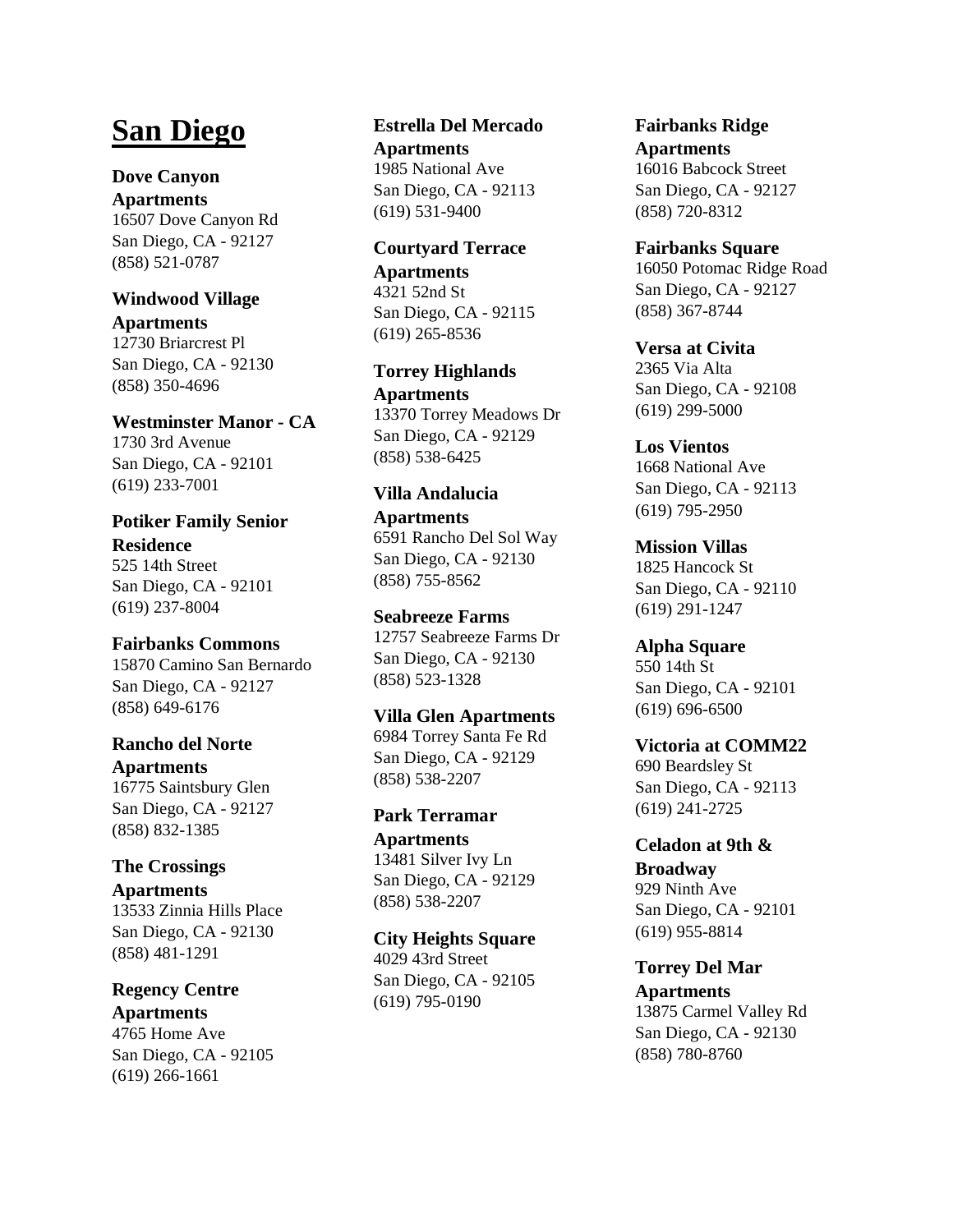# San Diego

**Dove Canyon Apartments**
16507 Dove Canyon Rd
San Diego, CA - 92127
(858) 521-0787

**Windwood Village Apartments**
12730 Briarcrest Pl
San Diego, CA - 92130
(858) 350-4696

**Westminster Manor - CA**
1730 3rd Avenue
San Diego, CA - 92101
(619) 233-7001

**Potiker Family Senior Residence**
525 14th Street
San Diego, CA - 92101
(619) 237-8004

**Fairbanks Commons**
15870 Camino San Bernardo
San Diego, CA - 92127
(858) 649-6176

**Rancho del Norte Apartments**
16775 Saintsbury Glen
San Diego, CA - 92127
(858) 832-1385

**The Crossings Apartments**
13533 Zinnia Hills Place
San Diego, CA - 92130
(858) 481-1291

**Regency Centre Apartments**
4765 Home Ave
San Diego, CA - 92105
(619) 266-1661

**Estrella Del Mercado Apartments**
1985 National Ave
San Diego, CA - 92113
(619) 531-9400

**Courtyard Terrace Apartments**
4321 52nd St
San Diego, CA - 92115
(619) 265-8536

**Torrey Highlands Apartments**
13370 Torrey Meadows Dr
San Diego, CA - 92129
(858) 538-6425

**Villa Andalucia Apartments**
6591 Rancho Del Sol Way
San Diego, CA - 92130
(858) 755-8562

**Seabreeze Farms**
12757 Seabreeze Farms Dr
San Diego, CA - 92130
(858) 523-1328

**Villa Glen Apartments**
6984 Torrey Santa Fe Rd
San Diego, CA - 92129
(858) 538-2207

**Park Terramar Apartments**
13481 Silver Ivy Ln
San Diego, CA - 92129
(858) 538-2207

**City Heights Square**
4029 43rd Street
San Diego, CA - 92105
(619) 795-0190

**Fairbanks Ridge Apartments**
16016 Babcock Street
San Diego, CA - 92127
(858) 720-8312

**Fairbanks Square**
16050 Potomac Ridge Road
San Diego, CA - 92127
(858) 367-8744

**Versa at Civita**
2365 Via Alta
San Diego, CA - 92108
(619) 299-5000

**Los Vientos**
1668 National Ave
San Diego, CA - 92113
(619) 795-2950

**Mission Villas**
1825 Hancock St
San Diego, CA - 92110
(619) 291-1247

**Alpha Square**
550 14th St
San Diego, CA - 92101
(619) 696-6500

**Victoria at COMM22**
690 Beardsley St
San Diego, CA - 92113
(619) 241-2725

**Celadon at 9th & Broadway**
929 Ninth Ave
San Diego, CA - 92101
(619) 955-8814

**Torrey Del Mar Apartments**
13875 Carmel Valley Rd
San Diego, CA - 92130
(858) 780-8760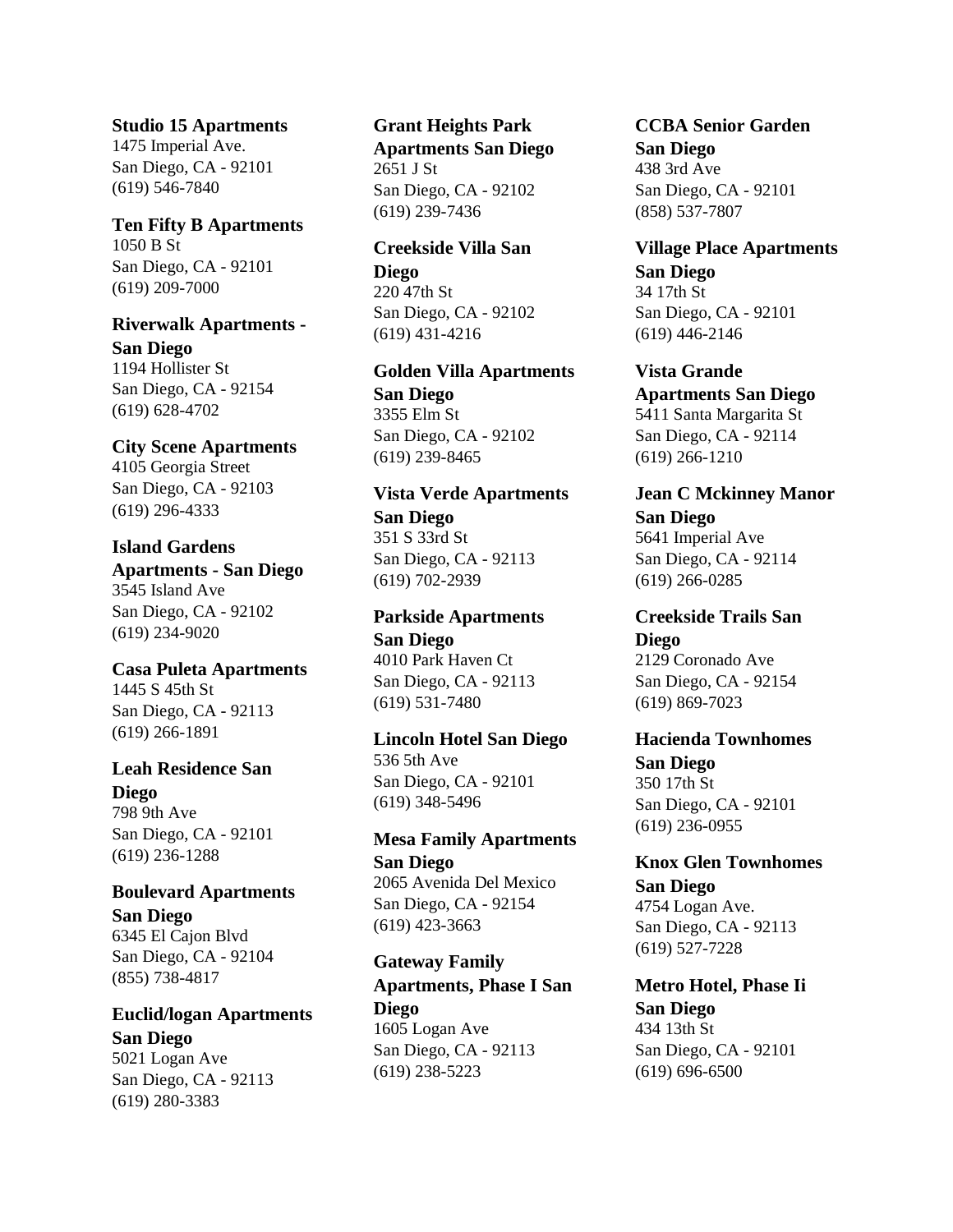**Studio 15 Apartments**
1475 Imperial Ave.
San Diego, CA - 92101
(619) 546-7840

**Ten Fifty B Apartments**
1050 B St
San Diego, CA - 92101
(619) 209-7000

**Riverwalk Apartments - San Diego**
1194 Hollister St
San Diego, CA - 92154
(619) 628-4702

**City Scene Apartments**
4105 Georgia Street
San Diego, CA - 92103
(619) 296-4333

**Island Gardens Apartments - San Diego**
3545 Island Ave
San Diego, CA - 92102
(619) 234-9020

**Casa Puleta Apartments**
1445 S 45th St
San Diego, CA - 92113
(619) 266-1891

**Leah Residence San Diego**
798 9th Ave
San Diego, CA - 92101
(619) 236-1288

**Boulevard Apartments San Diego**
6345 El Cajon Blvd
San Diego, CA - 92104
(855) 738-4817

**Euclid/logan Apartments San Diego**
5021 Logan Ave
San Diego, CA - 92113
(619) 280-3383

**Grant Heights Park Apartments San Diego**
2651 J St
San Diego, CA - 92102
(619) 239-7436

**Creekside Villa San Diego**
220 47th St
San Diego, CA - 92102
(619) 431-4216

**Golden Villa Apartments San Diego**
3355 Elm St
San Diego, CA - 92102
(619) 239-8465

**Vista Verde Apartments San Diego**
351 S 33rd St
San Diego, CA - 92113
(619) 702-2939

**Parkside Apartments San Diego**
4010 Park Haven Ct
San Diego, CA - 92113
(619) 531-7480

**Lincoln Hotel San Diego**
536 5th Ave
San Diego, CA - 92101
(619) 348-5496

**Mesa Family Apartments San Diego**
2065 Avenida Del Mexico
San Diego, CA - 92154
(619) 423-3663

**Gateway Family Apartments, Phase I San Diego**
1605 Logan Ave
San Diego, CA - 92113
(619) 238-5223

**CCBA Senior Garden San Diego**
438 3rd Ave
San Diego, CA - 92101
(858) 537-7807

**Village Place Apartments San Diego**
34 17th St
San Diego, CA - 92101
(619) 446-2146

**Vista Grande Apartments San Diego**
5411 Santa Margarita St
San Diego, CA - 92114
(619) 266-1210

**Jean C Mckinney Manor San Diego**
5641 Imperial Ave
San Diego, CA - 92114
(619) 266-0285

**Creekside Trails San Diego**
2129 Coronado Ave
San Diego, CA - 92154
(619) 869-7023

**Hacienda Townhomes San Diego**
350 17th St
San Diego, CA - 92101
(619) 236-0955

**Knox Glen Townhomes San Diego**
4754 Logan Ave.
San Diego, CA - 92113
(619) 527-7228

**Metro Hotel, Phase Ii San Diego**
434 13th St
San Diego, CA - 92101
(619) 696-6500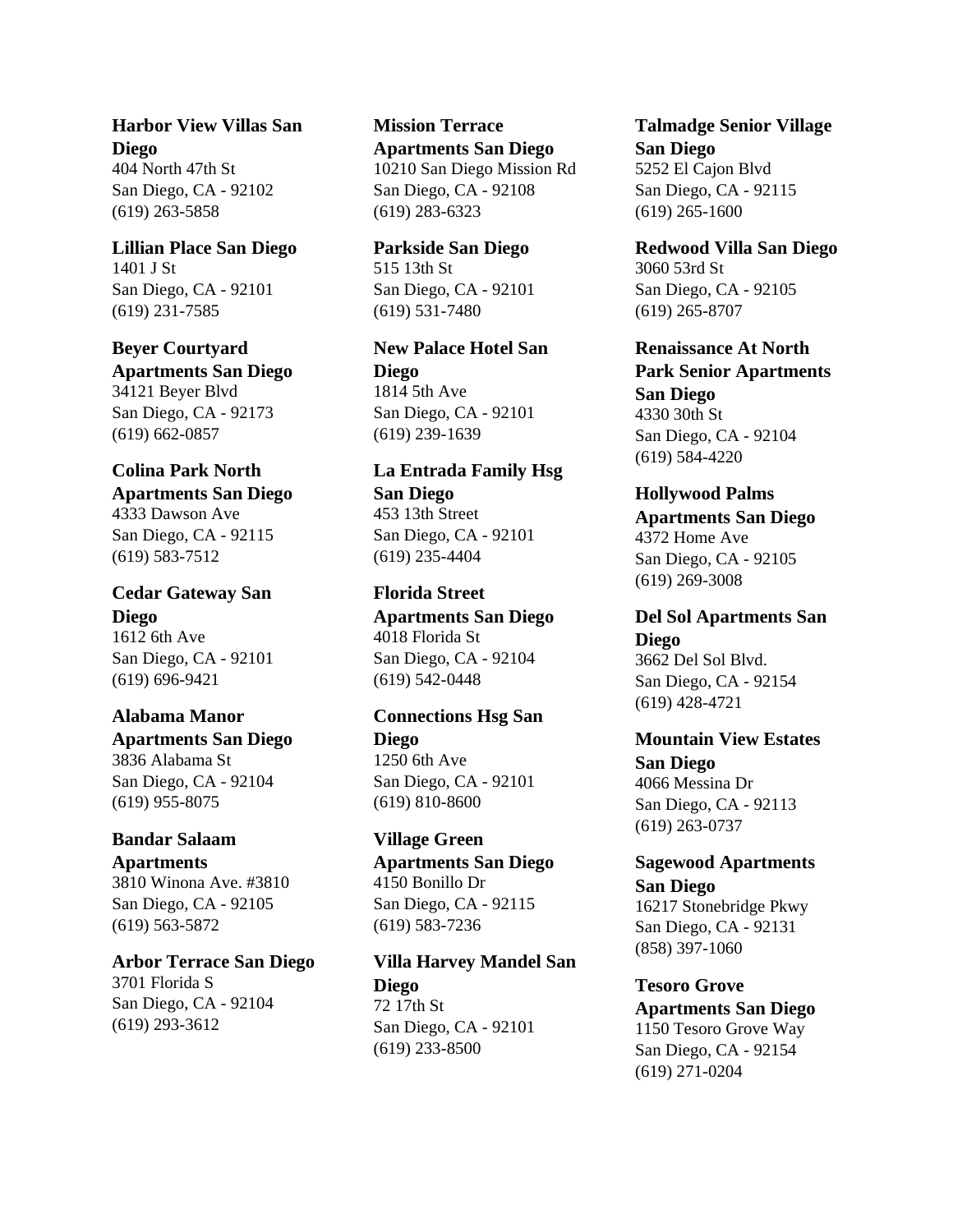**Harbor View Villas San Diego**
404 North 47th St
San Diego, CA - 92102
(619) 263-5858

**Lillian Place San Diego**
1401 J St
San Diego, CA - 92101
(619) 231-7585

**Beyer Courtyard Apartments San Diego**
34121 Beyer Blvd
San Diego, CA - 92173
(619) 662-0857

**Colina Park North Apartments San Diego**
4333 Dawson Ave
San Diego, CA - 92115
(619) 583-7512

**Cedar Gateway San Diego**
1612 6th Ave
San Diego, CA - 92101
(619) 696-9421

**Alabama Manor Apartments San Diego**
3836 Alabama St
San Diego, CA - 92104
(619) 955-8075

**Bandar Salaam Apartments**
3810 Winona Ave. #3810
San Diego, CA - 92105
(619) 563-5872

**Arbor Terrace San Diego**
3701 Florida S
San Diego, CA - 92104
(619) 293-3612

**Mission Terrace Apartments San Diego**
10210 San Diego Mission Rd
San Diego, CA - 92108
(619) 283-6323

**Parkside San Diego**
515 13th St
San Diego, CA - 92101
(619) 531-7480

**New Palace Hotel San Diego**
1814 5th Ave
San Diego, CA - 92101
(619) 239-1639

**La Entrada Family Hsg San Diego**
453 13th Street
San Diego, CA - 92101
(619) 235-4404

**Florida Street Apartments San Diego**
4018 Florida St
San Diego, CA - 92104
(619) 542-0448

**Connections Hsg San Diego**
1250 6th Ave
San Diego, CA - 92101
(619) 810-8600

**Village Green Apartments San Diego**
4150 Bonillo Dr
San Diego, CA - 92115
(619) 583-7236

**Villa Harvey Mandel San Diego**
72 17th St
San Diego, CA - 92101
(619) 233-8500

**Talmadge Senior Village San Diego**
5252 El Cajon Blvd
San Diego, CA - 92115
(619) 265-1600

**Redwood Villa San Diego**
3060 53rd St
San Diego, CA - 92105
(619) 265-8707

**Renaissance At North Park Senior Apartments San Diego**
4330 30th St
San Diego, CA - 92104
(619) 584-4220

**Hollywood Palms Apartments San Diego**
4372 Home Ave
San Diego, CA - 92105
(619) 269-3008

**Del Sol Apartments San Diego**
3662 Del Sol Blvd.
San Diego, CA - 92154
(619) 428-4721

**Mountain View Estates San Diego**
4066 Messina Dr
San Diego, CA - 92113
(619) 263-0737

**Sagewood Apartments San Diego**
16217 Stonebridge Pkwy
San Diego, CA - 92131
(858) 397-1060

**Tesoro Grove Apartments San Diego**
1150 Tesoro Grove Way
San Diego, CA - 92154
(619) 271-0204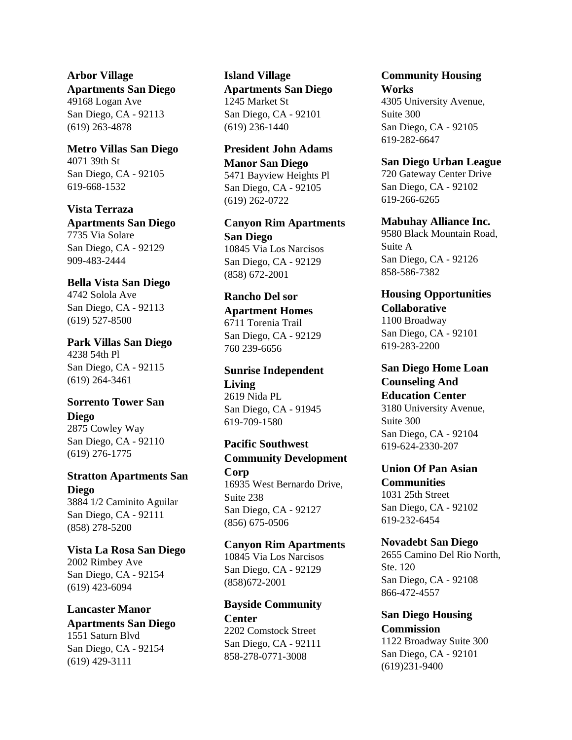**Arbor Village Apartments San Diego**
49168 Logan Ave
San Diego, CA - 92113
(619) 263-4878

**Metro Villas San Diego**
4071 39th St
San Diego, CA - 92105
619-668-1532

**Vista Terraza Apartments San Diego**
7735 Via Solare
San Diego, CA - 92129
909-483-2444

**Bella Vista San Diego**
4742 Solola Ave
San Diego, CA - 92113
(619) 527-8500

**Park Villas San Diego**
4238 54th Pl
San Diego, CA - 92115
(619) 264-3461

**Sorrento Tower San Diego**
2875 Cowley Way
San Diego, CA - 92110
(619) 276-1775

**Stratton Apartments San Diego**
3884 1/2 Caminito Aguilar
San Diego, CA - 92111
(858) 278-5200

**Vista La Rosa San Diego**
2002 Rimbey Ave
San Diego, CA - 92154
(619) 423-6094

**Lancaster Manor Apartments San Diego**
1551 Saturn Blvd
San Diego, CA - 92154
(619) 429-3111

**Island Village Apartments San Diego**
1245 Market St
San Diego, CA - 92101
(619) 236-1440

**President John Adams Manor San Diego**
5471 Bayview Heights Pl
San Diego, CA - 92105
(619) 262-0722

**Canyon Rim Apartments San Diego**
10845 Via Los Narcisos
San Diego, CA - 92129
(858) 672-2001

**Rancho Del sor Apartment Homes**
6711 Torenia Trail
San Diego, CA - 92129
760 239-6656

**Sunrise Independent Living**
2619 Nida PL
San Diego, CA - 91945
619-709-1580

**Pacific Southwest Community Development Corp**
16935 West Bernardo Drive, Suite 238
San Diego, CA - 92127
(856) 675-0506

**Canyon Rim Apartments**
10845 Via Los Narcisos
San Diego, CA - 92129
(858)672-2001

**Bayside Community Center**
2202 Comstock Street
San Diego, CA - 92111
858-278-0771-3008

**Community Housing Works**
4305 University Avenue, Suite 300
San Diego, CA - 92105
619-282-6647

**San Diego Urban League**
720 Gateway Center Drive
San Diego, CA - 92102
619-266-6265

**Mabuhay Alliance Inc.**
9580 Black Mountain Road, Suite A
San Diego, CA - 92126
858-586-7382

**Housing Opportunities Collaborative**
1100 Broadway
San Diego, CA - 92101
619-283-2200

**San Diego Home Loan Counseling And Education Center**
3180 University Avenue, Suite 300
San Diego, CA - 92104
619-624-2330-207

**Union Of Pan Asian Communities**
1031 25th Street
San Diego, CA - 92102
619-232-6454

**Novadebt San Diego**
2655 Camino Del Rio North, Ste. 120
San Diego, CA - 92108
866-472-4557

**San Diego Housing Commission**
1122 Broadway Suite 300
San Diego, CA - 92101
(619)231-9400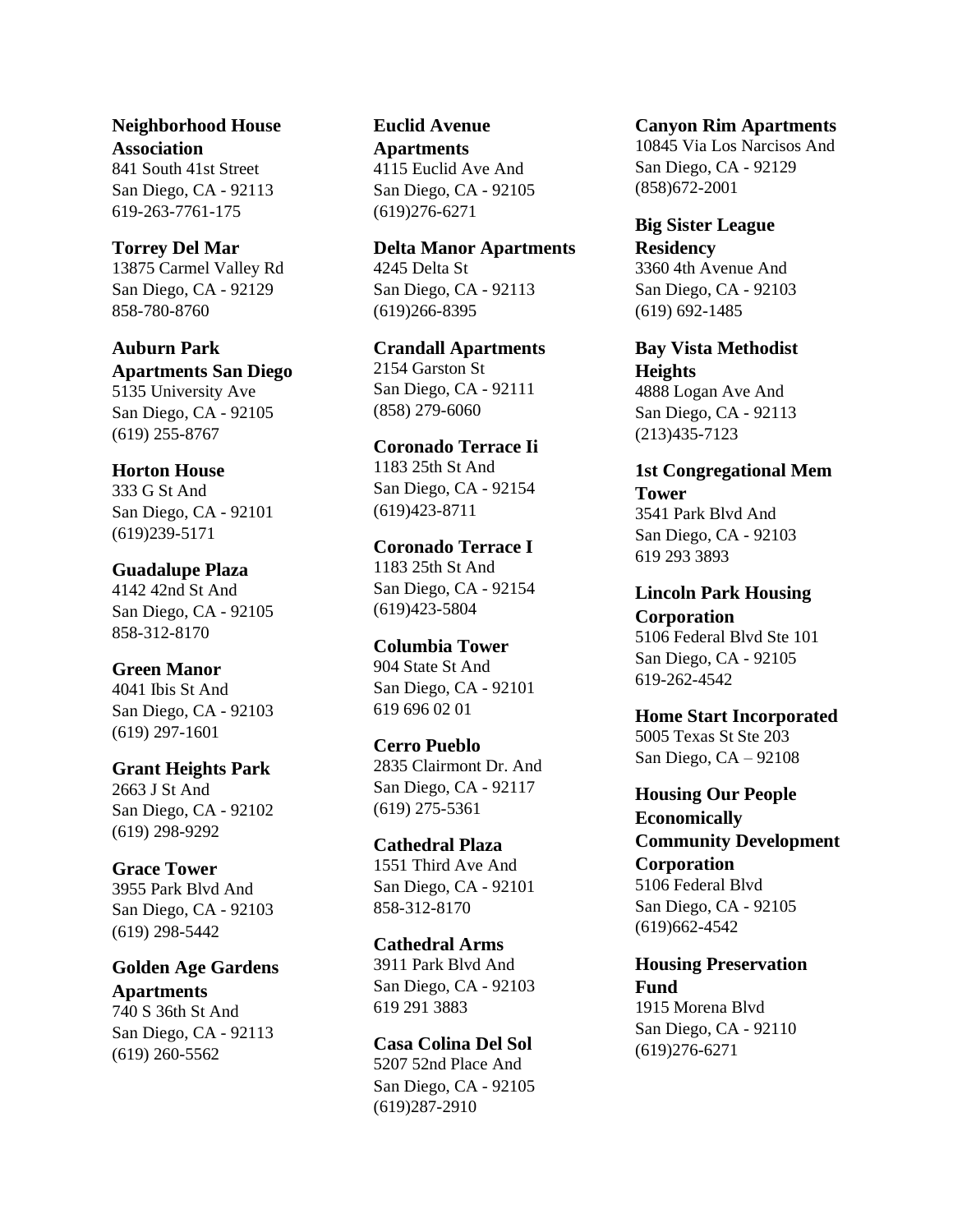**Neighborhood House Association**
841 South 41st Street
San Diego, CA - 92113
619-263-7761-175

**Torrey Del Mar**
13875 Carmel Valley Rd
San Diego, CA - 92129
858-780-8760

**Auburn Park Apartments San Diego**
5135 University Ave
San Diego, CA - 92105
(619) 255-8767

**Horton House**
333 G St And
San Diego, CA - 92101
(619)239-5171

**Guadalupe Plaza**
4142 42nd St And
San Diego, CA - 92105
858-312-8170

**Green Manor**
4041 Ibis St And
San Diego, CA - 92103
(619) 297-1601

**Grant Heights Park**
2663 J St And
San Diego, CA - 92102
(619) 298-9292

**Grace Tower**
3955 Park Blvd And
San Diego, CA - 92103
(619) 298-5442

**Golden Age Gardens Apartments**
740 S 36th St And
San Diego, CA - 92113
(619) 260-5562

**Euclid Avenue Apartments**
4115 Euclid Ave And
San Diego, CA - 92105
(619)276-6271

**Delta Manor Apartments**
4245 Delta St
San Diego, CA - 92113
(619)266-8395

**Crandall Apartments**
2154 Garston St
San Diego, CA - 92111
(858) 279-6060

**Coronado Terrace Ii**
1183 25th St And
San Diego, CA - 92154
(619)423-8711

**Coronado Terrace I**
1183 25th St And
San Diego, CA - 92154
(619)423-5804

**Columbia Tower**
904 State St And
San Diego, CA - 92101
619 696 02 01

**Cerro Pueblo**
2835 Clairmont Dr. And
San Diego, CA - 92117
(619) 275-5361

**Cathedral Plaza**
1551 Third Ave And
San Diego, CA - 92101
858-312-8170

**Cathedral Arms**
3911 Park Blvd And
San Diego, CA - 92103
619 291 3883

**Casa Colina Del Sol**
5207 52nd Place And
San Diego, CA - 92105
(619)287-2910

**Canyon Rim Apartments**
10845 Via Los Narcisos And
San Diego, CA - 92129
(858)672-2001

**Big Sister League Residency**
3360 4th Avenue And
San Diego, CA - 92103
(619) 692-1485

**Bay Vista Methodist Heights**
4888 Logan Ave And
San Diego, CA - 92113
(213)435-7123

**1st Congregational Mem Tower**
3541 Park Blvd And
San Diego, CA - 92103
619 293 3893

**Lincoln Park Housing Corporation**
5106 Federal Blvd Ste 101
San Diego, CA - 92105
619-262-4542

**Home Start Incorporated**
5005 Texas St Ste 203
San Diego, CA – 92108

**Housing Our People Economically Community Development Corporation**
5106 Federal Blvd
San Diego, CA - 92105
(619)662-4542

**Housing Preservation Fund**
1915 Morena Blvd
San Diego, CA - 92110
(619)276-6271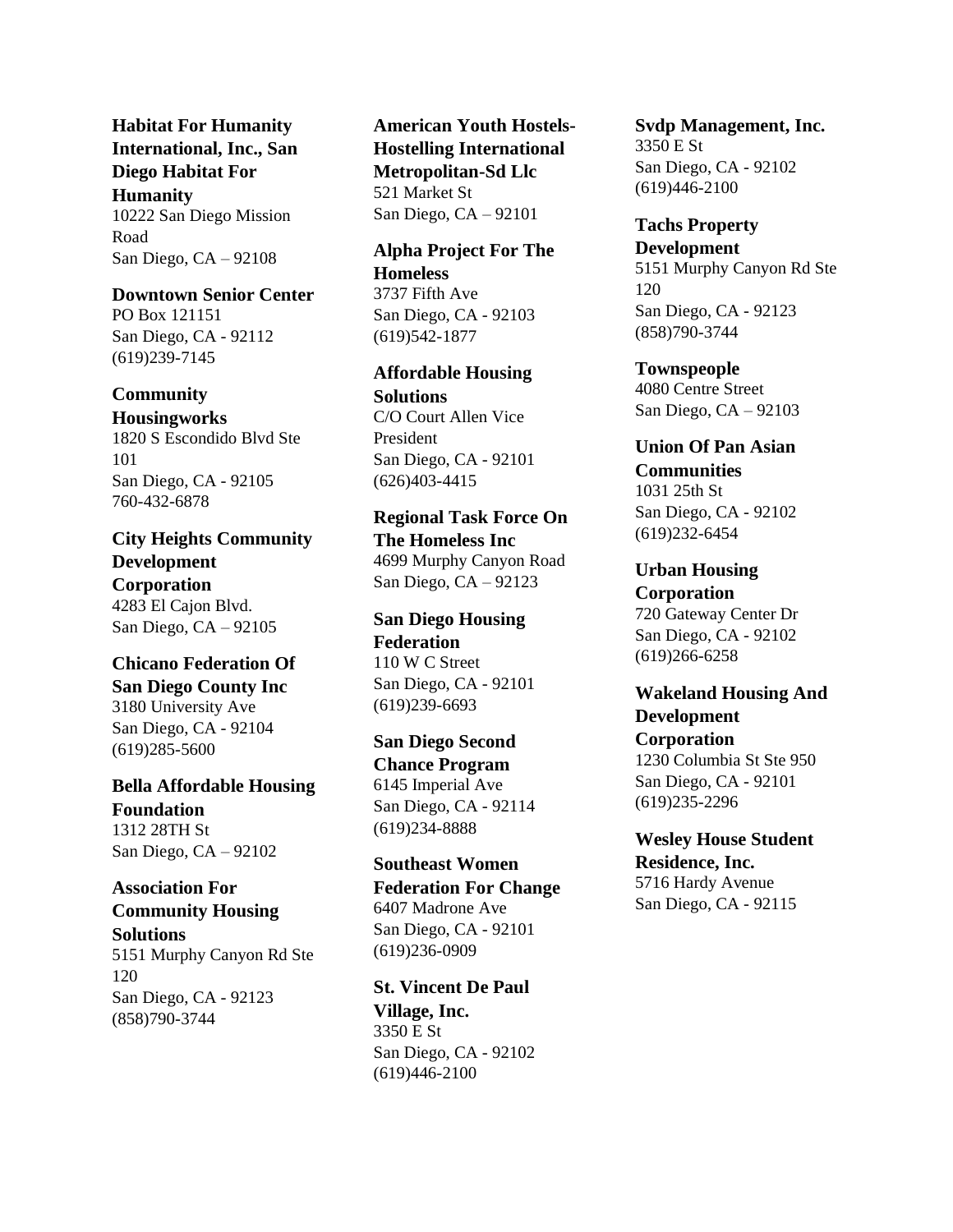**Habitat For Humanity International, Inc., San Diego Habitat For Humanity**
10222 San Diego Mission Road
San Diego, CA – 92108

**Downtown Senior Center**
PO Box 121151
San Diego, CA - 92112
(619)239-7145

**Community Housingworks**
1820 S Escondido Blvd Ste 101
San Diego, CA - 92105
760-432-6878

**City Heights Community Development Corporation**
4283 El Cajon Blvd.
San Diego, CA – 92105

**Chicano Federation Of San Diego County Inc**
3180 University Ave
San Diego, CA - 92104
(619)285-5600

**Bella Affordable Housing Foundation**
1312 28TH St
San Diego, CA – 92102

**Association For Community Housing Solutions**
5151 Murphy Canyon Rd Ste 120
San Diego, CA - 92123
(858)790-3744

**American Youth Hostels-Hostelling International Metropolitan-Sd Llc**
521 Market St
San Diego, CA – 92101

**Alpha Project For The Homeless**
3737 Fifth Ave
San Diego, CA - 92103
(619)542-1877

**Affordable Housing Solutions**
C/O Court Allen Vice President
San Diego, CA - 92101
(626)403-4415

**Regional Task Force On The Homeless Inc**
4699 Murphy Canyon Road
San Diego, CA – 92123

**San Diego Housing Federation**
110 W C Street
San Diego, CA - 92101
(619)239-6693

**San Diego Second Chance Program**
6145 Imperial Ave
San Diego, CA - 92114
(619)234-8888

**Southeast Women Federation For Change**
6407 Madrone Ave
San Diego, CA - 92101
(619)236-0909

**St. Vincent De Paul Village, Inc.**
3350 E St
San Diego, CA - 92102
(619)446-2100

**Svdp Management, Inc.**
3350 E St
San Diego, CA - 92102
(619)446-2100

**Tachs Property Development**
5151 Murphy Canyon Rd Ste 120
San Diego, CA - 92123
(858)790-3744

**Townspeople**
4080 Centre Street
San Diego, CA – 92103

**Union Of Pan Asian Communities**
1031 25th St
San Diego, CA - 92102
(619)232-6454

**Urban Housing Corporation**
720 Gateway Center Dr
San Diego, CA - 92102
(619)266-6258

**Wakeland Housing And Development Corporation**
1230 Columbia St Ste 950
San Diego, CA - 92101
(619)235-2296

**Wesley House Student Residence, Inc.**
5716 Hardy Avenue
San Diego, CA - 92115